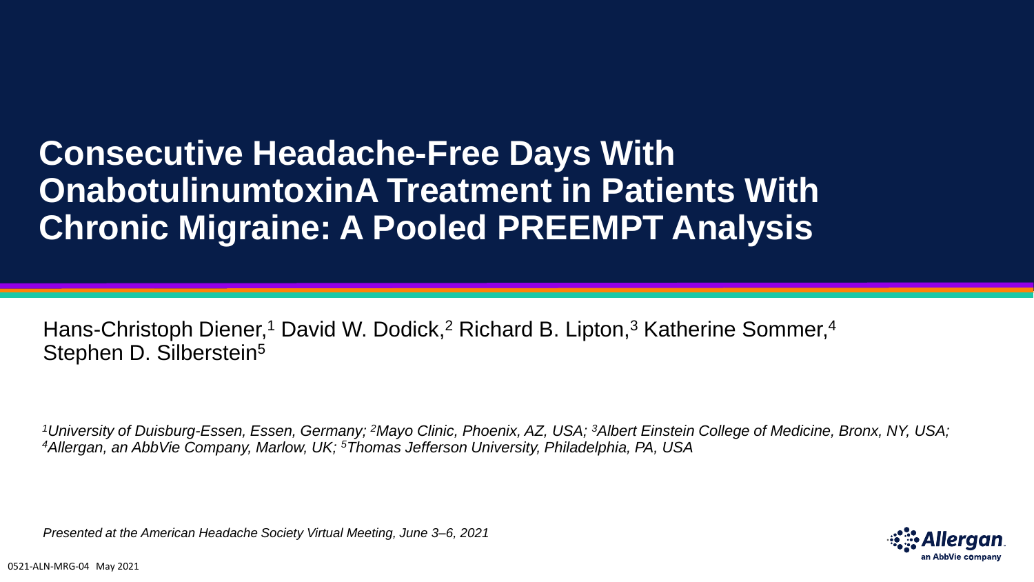# Consecutive Headache-Free Days With OnabotulinumtoxinA Treatment in Patients With Chronic Migraine: A Pooled PREEMPT Analysis

Hans-Christoph Diener,[1] David W. Dodick,[2] Richard B. Lipton,[3] Katherine Sommer,[4] Stephen D. Silberstein[5]

*[1]University of Duisburg-Essen, Essen, Germany; [2]Mayo Clinic, Phoenix, AZ, USA; [3]Albert Einstein College of Medicine, Bronx, NY, USA; [4]Allergan, an AbbVie Company, Marlow, UK; [5]Thomas Jefferson University, Philadelphia, PA, USA*

*Presented at the American Headache Society Virtual Meeting, June 3–6, 2021*

Allergan an AbbVie company

0521-ALN-MRG-04 May 2021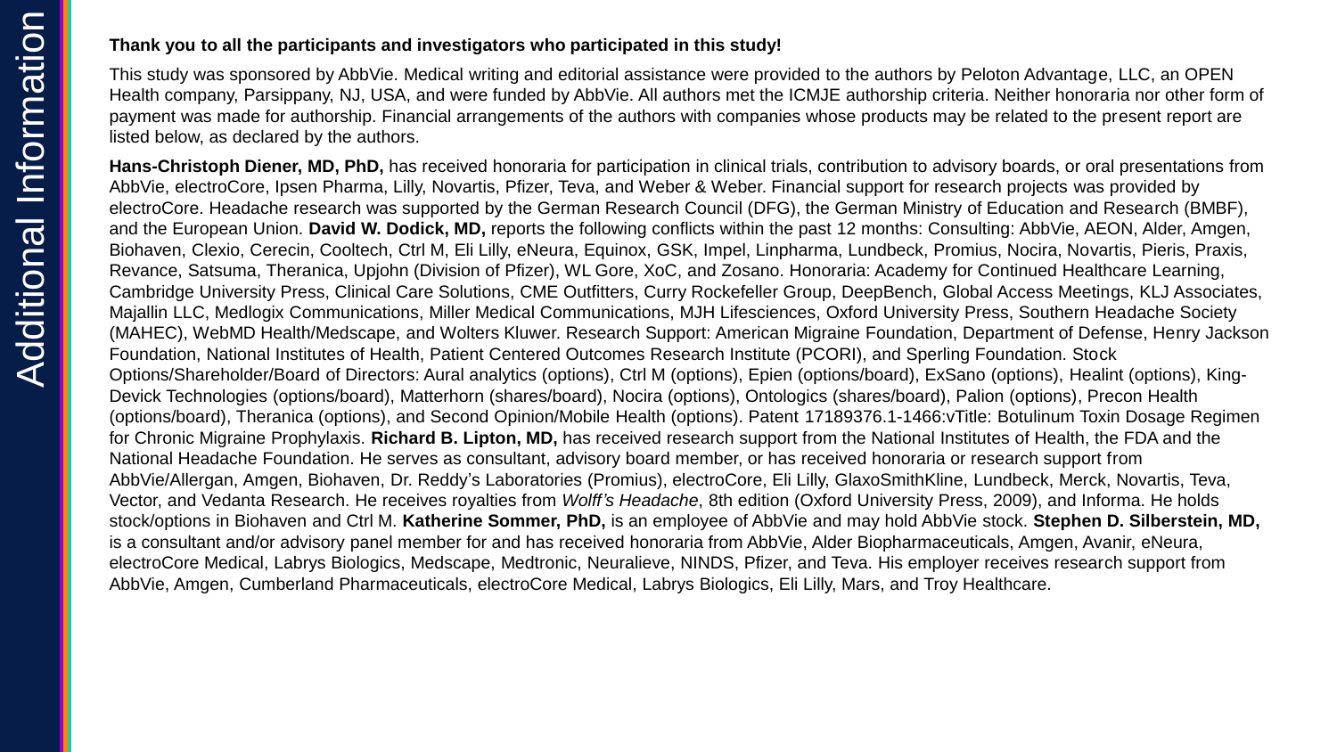# Additional Information

**Thank you to all the participants and investigators who participated in this study!**

This study was sponsored by AbbVie. Medical writing and editorial assistance were provided to the authors by Peloton Advantage, LLC, an OPEN Health company, Parsippany, NJ, USA, and were funded by AbbVie. All authors met the ICMJE authorship criteria. Neither honoraria nor other form of payment was made for authorship. Financial arrangements of the authors with companies whose products may be related to the present report are listed below, as declared by the authors.

**Hans-Christoph Diener, MD, PhD,** has received honoraria for participation in clinical trials, contribution to advisory boards, or oral presentations from AbbVie, electroCore, Ipsen Pharma, Lilly, Novartis, Pfizer, Teva, and Weber & Weber. Financial support for research projects was provided by electroCore. Headache research was supported by the German Research Council (DFG), the German Ministry of Education and Research (BMBF), and the European Union. **David W. Dodick, MD,** reports the following conflicts within the past 12 months: Consulting: AbbVie, AEON, Alder, Amgen, Biohaven, Clexio, Cerecin, Cooltech, Ctrl M, Eli Lilly, eNeura, Equinox, GSK, Impel, Linpharma, Lundbeck, Promius, Nocira, Novartis, Pieris, Praxis, Revance, Satsuma, Theranica, Upjohn (Division of Pfizer), WL Gore, XoC, and Zosano. Honoraria: Academy for Continued Healthcare Learning, Cambridge University Press, Clinical Care Solutions, CME Outfitters, Curry Rockefeller Group, DeepBench, Global Access Meetings, KLJ Associates, Majallin LLC, Medlogix Communications, Miller Medical Communications, MJH Lifesciences, Oxford University Press, Southern Headache Society (MAHEC), WebMD Health/Medscape, and Wolters Kluwer. Research Support: American Migraine Foundation, Department of Defense, Henry Jackson Foundation, National Institutes of Health, Patient Centered Outcomes Research Institute (PCORI), and Sperling Foundation. Stock Options/Shareholder/Board of Directors: Aural analytics (options), Ctrl M (options), Epien (options/board), ExSano (options), Healint (options), King-Devick Technologies (options/board), Matterhorn (shares/board), Nocira (options), Ontologics (shares/board), Palion (options), Precon Health (options/board), Theranica (options), and Second Opinion/Mobile Health (options). Patent 17189376.1-1466:vTitle: Botulinum Toxin Dosage Regimen for Chronic Migraine Prophylaxis. **Richard B. Lipton, MD,** has received research support from the National Institutes of Health, the FDA and the National Headache Foundation. He serves as consultant, advisory board member, or has received honoraria or research support from AbbVie/Allergan, Amgen, Biohaven, Dr. Reddy's Laboratories (Promius), electroCore, Eli Lilly, GlaxoSmithKline, Lundbeck, Merck, Novartis, Teva, Vector, and Vedanta Research. He receives royalties from *Wolff's Headache*, 8th edition (Oxford University Press, 2009), and Informa. He holds stock/options in Biohaven and Ctrl M. **Katherine Sommer, PhD,** is an employee of AbbVie and may hold AbbVie stock. **Stephen D. Silberstein, MD,** is a consultant and/or advisory panel member for and has received honoraria from AbbVie, Alder Biopharmaceuticals, Amgen, Avanir, eNeura, electroCore Medical, Labrys Biologics, Medscape, Medtronic, Neuralieve, NINDS, Pfizer, and Teva. His employer receives research support from AbbVie, Amgen, Cumberland Pharmaceuticals, electroCore Medical, Labrys Biologics, Eli Lilly, Mars, and Troy Healthcare.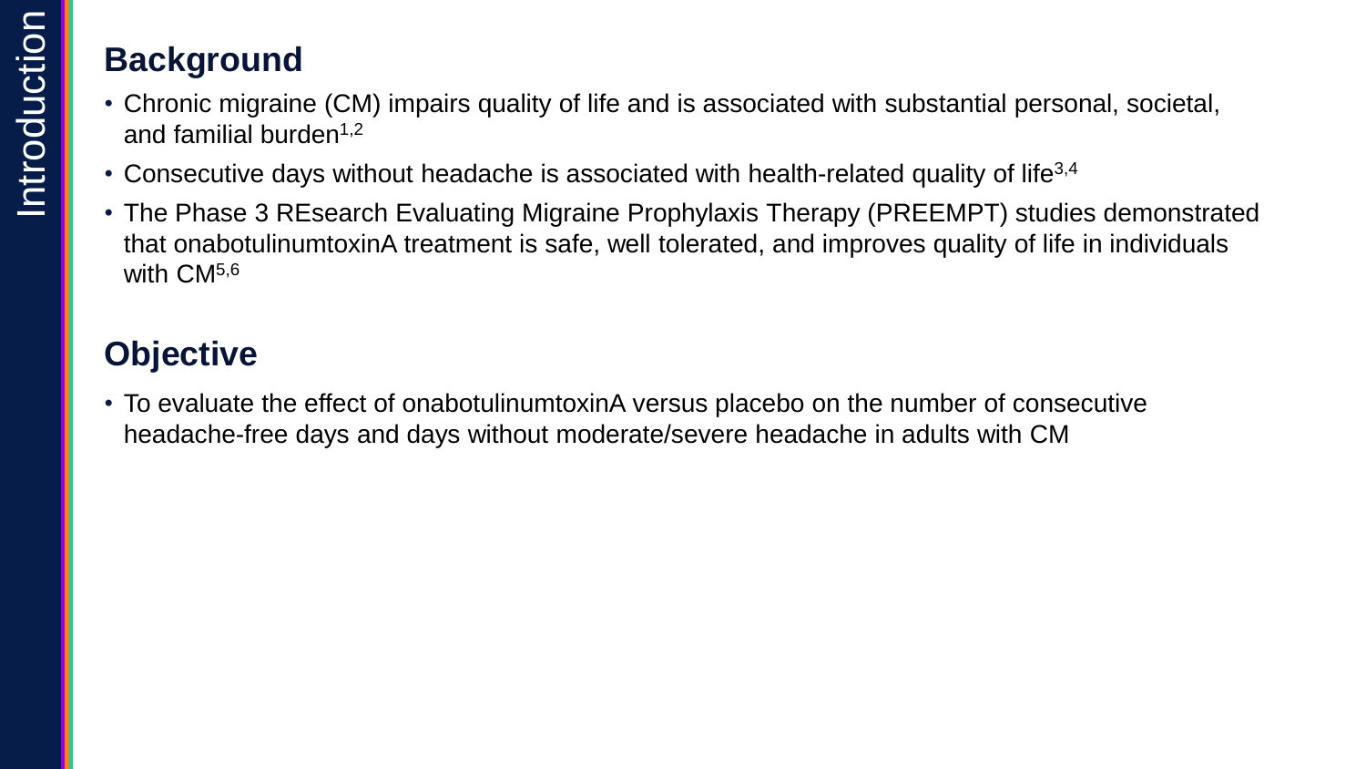Introduction

## Background

- Chronic migraine (CM) impairs quality of life and is associated with substantial personal, societal, and familial burden[1,2]
- Consecutive days without headache is associated with health-related quality of life[3,4]
- The Phase 3 REsearch Evaluating Migraine Prophylaxis Therapy (PREEMPT) studies demonstrated that onabotulinumtoxinA treatment is safe, well tolerated, and improves quality of life in individuals with CM[5,6]

## Objective

- To evaluate the effect of onabotulinumtoxinA versus placebo on the number of consecutive headache-free days and days without moderate/severe headache in adults with CM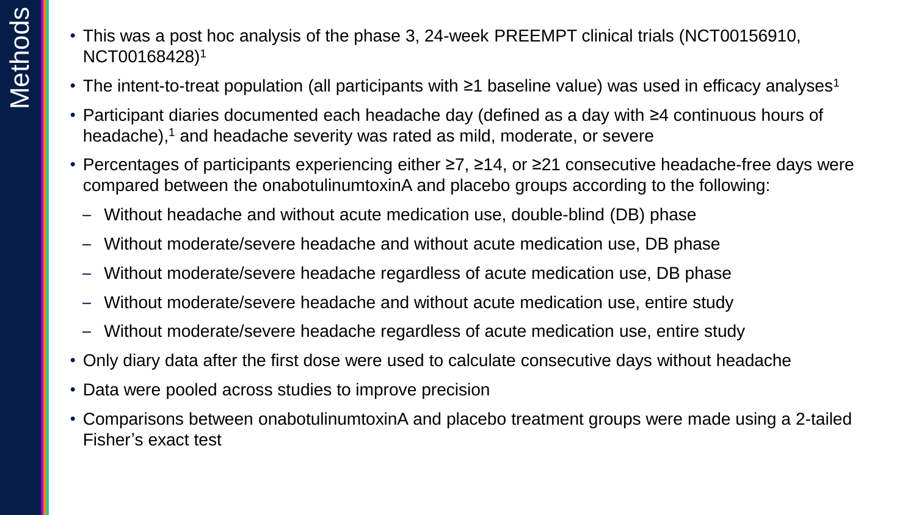# Methods

- This was a post hoc analysis of the phase 3, 24-week PREEMPT clinical trials (NCT00156910, NCT00168428)[1]
- The intent-to-treat population (all participants with ≥1 baseline value) was used in efficacy analyses[1]
- Participant diaries documented each headache day (defined as a day with ≥4 continuous hours of headache),[1] and headache severity was rated as mild, moderate, or severe
- Percentages of participants experiencing either ≥7, ≥14, or ≥21 consecutive headache-free days were compared between the onabotulinumtoxinA and placebo groups according to the following:
  - Without headache and without acute medication use, double-blind (DB) phase
  - Without moderate/severe headache and without acute medication use, DB phase
  - Without moderate/severe headache regardless of acute medication use, DB phase
  - Without moderate/severe headache and without acute medication use, entire study
  - Without moderate/severe headache regardless of acute medication use, entire study
- Only diary data after the first dose were used to calculate consecutive days without headache
- Data were pooled across studies to improve precision
- Comparisons between onabotulinumtoxinA and placebo treatment groups were made using a 2-tailed Fisher's exact test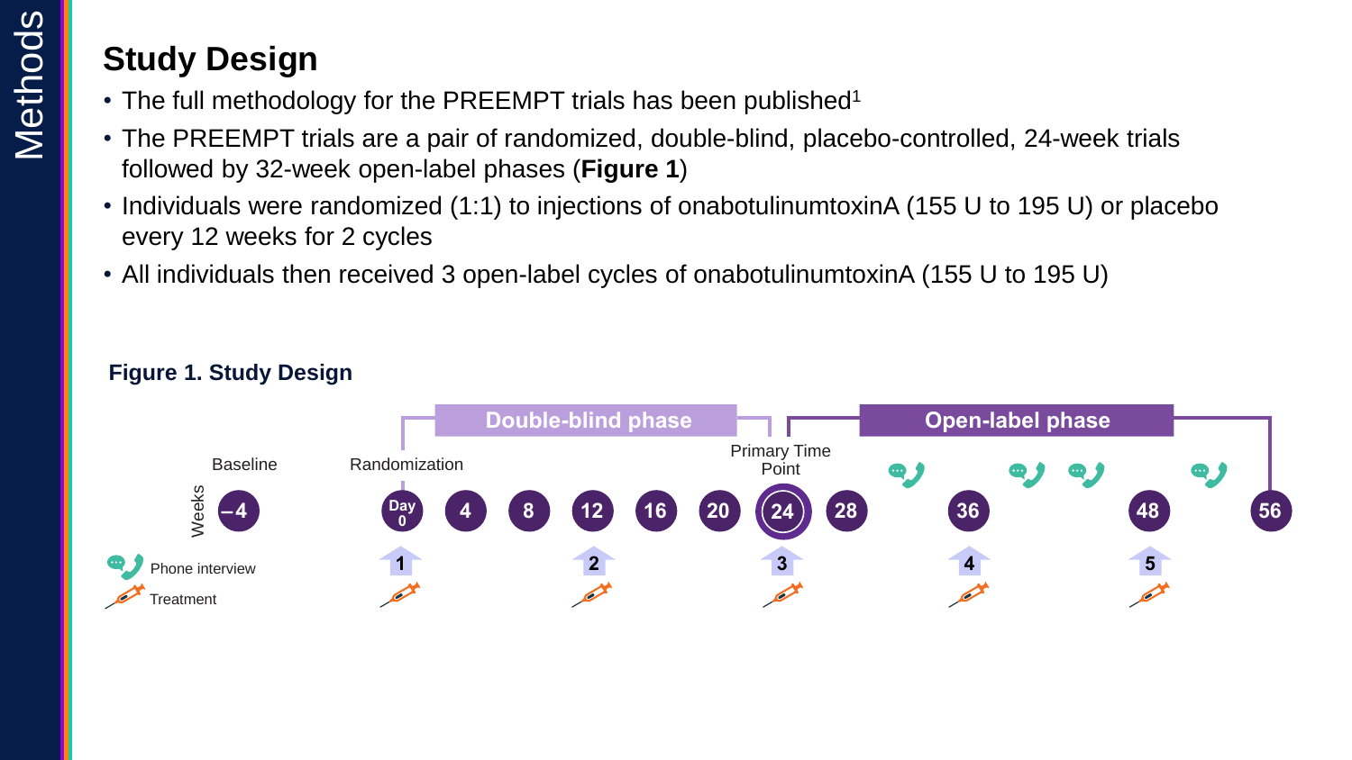## Study Design

- The full methodology for the PREEMPT trials has been published[1]
- The PREEMPT trials are a pair of randomized, double-blind, placebo-controlled, 24-week trials followed by 32-week open-label phases (**Figure 1**)
- Individuals were randomized (1:1) to injections of onabotulinumtoxinA (155 U to 195 U) or placebo every 12 weeks for 2 cycles
- All individuals then received 3 open-label cycles of onabotulinumtoxinA (155 U to 195 U)

**Figure 1. Study Design**

Double-blind phase | Open-label phase

Baseline | Randomization | Primary Time Point

Weeks: –4, Day 0, 4, 8, 12, 16, 20, 24, 28, 36, 48, 56

Treatment cycles: 1 (Day 0), 2 (Week 12), 3 (Week 24), 4 (Week 36), 5 (Week 48)

Phone interview

Treatment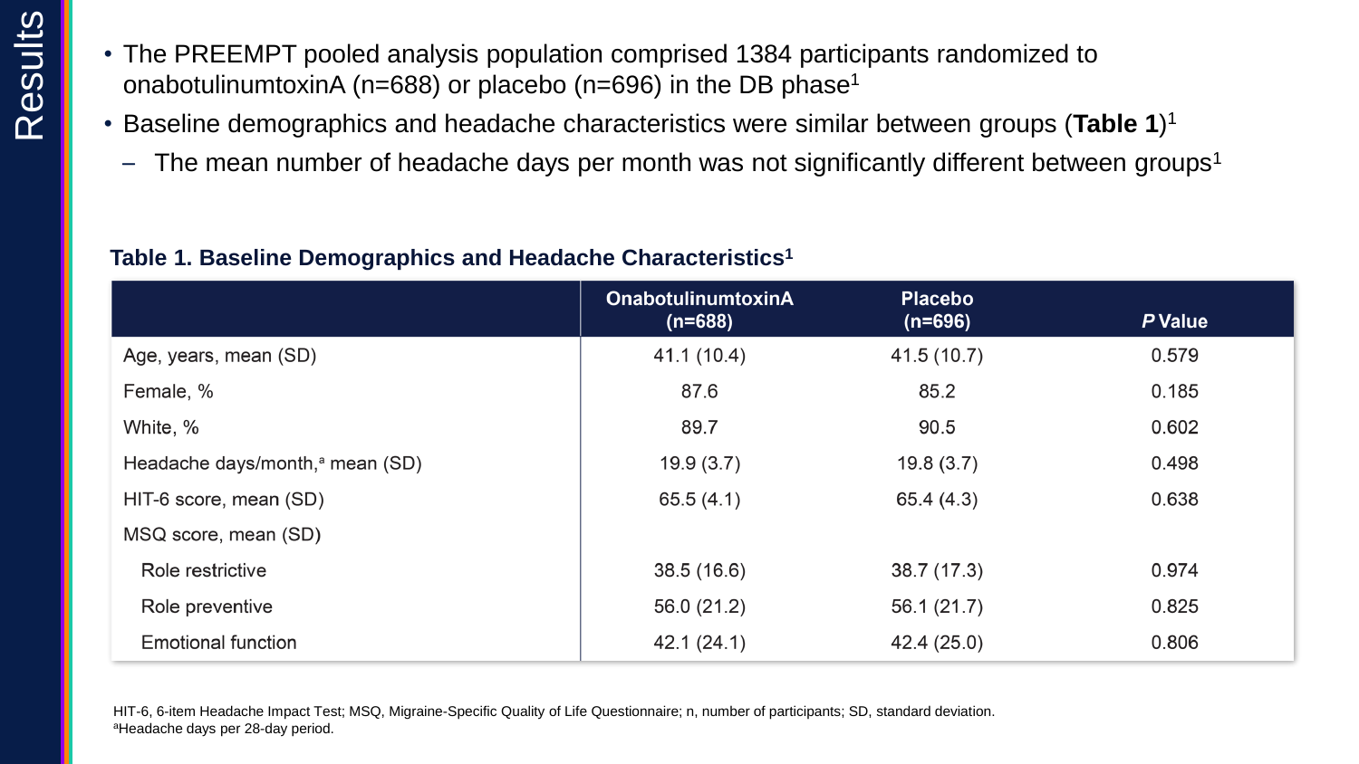# Results

- The PREEMPT pooled analysis population comprised 1384 participants randomized to onabotulinumtoxinA (n=688) or placebo (n=696) in the DB phase[1]
- Baseline demographics and headache characteristics were similar between groups (**Table 1**)[1]
  - The mean number of headache days per month was not significantly different between groups[1]

**Table 1. Baseline Demographics and Headache Characteristics[1]**

| | OnabotulinumtoxinA (n=688) | Placebo (n=696) | *P* Value |
|---|---|---|---|
| Age, years, mean (SD) | 41.1 (10.4) | 41.5 (10.7) | 0.579 |
| Female, % | 87.6 | 85.2 | 0.185 |
| White, % | 89.7 | 90.5 | 0.602 |
| Headache days/month,[a] mean (SD) | 19.9 (3.7) | 19.8 (3.7) | 0.498 |
| HIT-6 score, mean (SD) | 65.5 (4.1) | 65.4 (4.3) | 0.638 |
| MSQ score, mean (SD) | | | |
| Role restrictive | 38.5 (16.6) | 38.7 (17.3) | 0.974 |
| Role preventive | 56.0 (21.2) | 56.1 (21.7) | 0.825 |
| Emotional function | 42.1 (24.1) | 42.4 (25.0) | 0.806 |

HIT-6, 6-item Headache Impact Test; MSQ, Migraine-Specific Quality of Life Questionnaire; n, number of participants; SD, standard deviation.
[a]Headache days per 28-day period.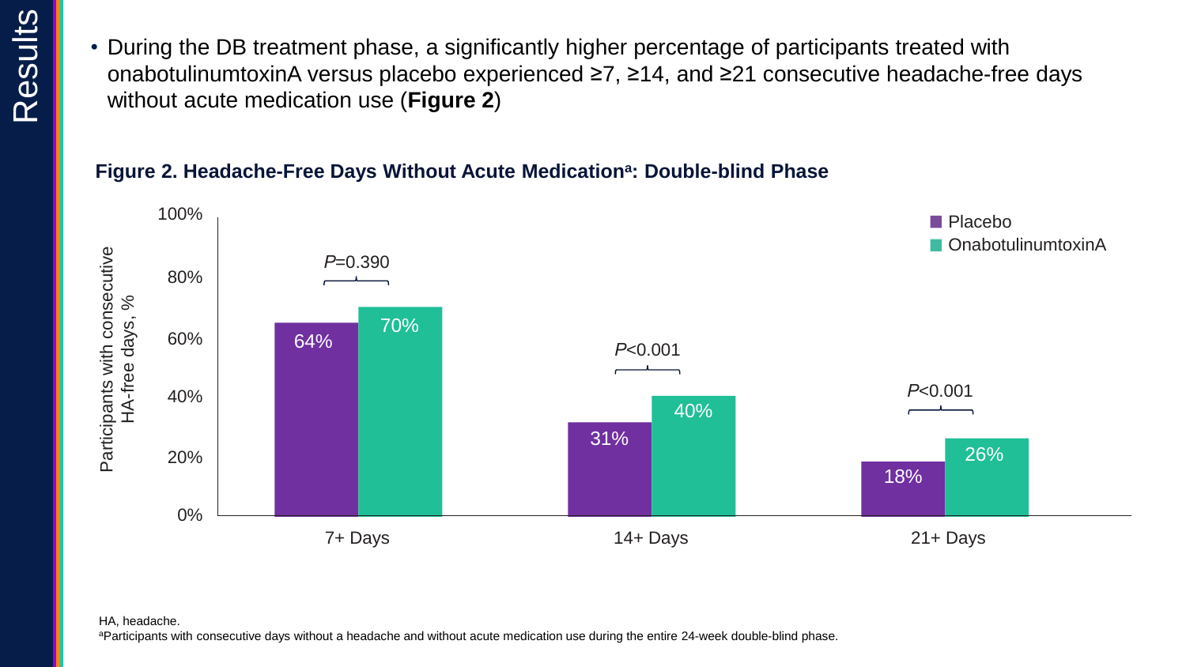# Results

- During the DB treatment phase, a significantly higher percentage of participants treated with onabotulinumtoxinA versus placebo experienced ≥7, ≥14, and ≥21 consecutive headache-free days without acute medication use (**Figure 2**)

**Figure 2. Headache-Free Days Without Acute Medication[a]: Double-blind Phase**

| Consecutive HA-free days | Placebo | OnabotulinumtoxinA | P value |
| --- | --- | --- | --- |
| 7+ Days | 64% | 70% | *P*=0.390 |
| 14+ Days | 31% | 40% | *P*<0.001 |
| 21+ Days | 18% | 26% | *P*<0.001 |

HA, headache.

[a]Participants with consecutive days without a headache and without acute medication use during the entire 24-week double-blind phase.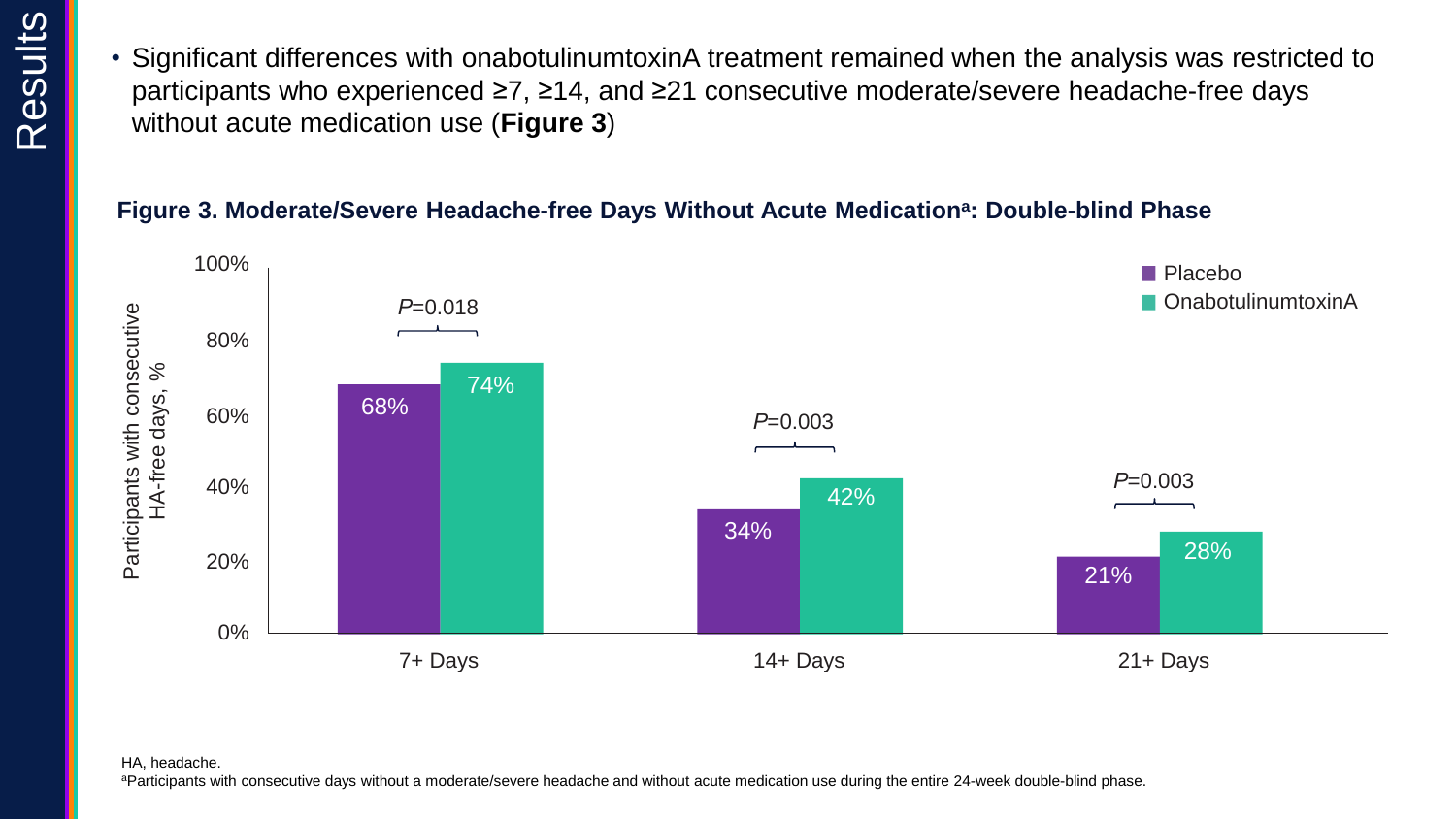# Results

- Significant differences with onabotulinumtoxinA treatment remained when the analysis was restricted to participants who experienced ≥7, ≥14, and ≥21 consecutive moderate/severe headache-free days without acute medication use (**Figure 3**)

**Figure 3. Moderate/Severe Headache-free Days Without Acute Medication[a]: Double-blind Phase**

| Participants with consecutive HA-free days, % | Placebo | OnabotulinumtoxinA | P value |
|---|---|---|---|
| 7+ Days | 68% | 74% | *P*=0.018 |
| 14+ Days | 34% | 42% | *P*=0.003 |
| 21+ Days | 21% | 28% | *P*=0.003 |

HA, headache.

[a]Participants with consecutive days without a moderate/severe headache and without acute medication use during the entire 24-week double-blind phase.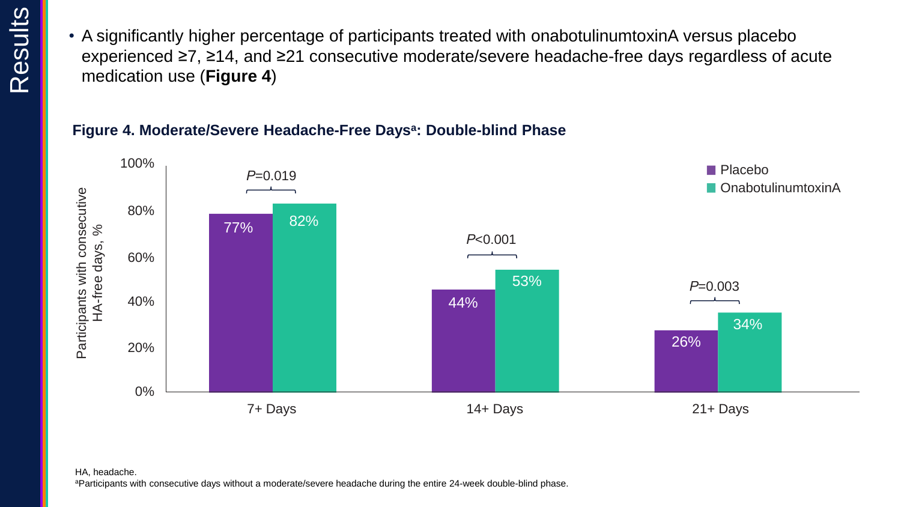# Results

- A significantly higher percentage of participants treated with onabotulinumtoxinA versus placebo experienced ≥7, ≥14, and ≥21 consecutive moderate/severe headache-free days regardless of acute medication use (**Figure 4**)

**Figure 4. Moderate/Severe Headache-Free Days[a]: Double-blind Phase**

| Consecutive HA-free days | Placebo | OnabotulinumtoxinA | P value |
| --- | --- | --- | --- |
| 7+ Days | 77% | 82% | *P*=0.019 |
| 14+ Days | 44% | 53% | *P*<0.001 |
| 21+ Days | 26% | 34% | *P*=0.003 |

HA, headache.

[a]Participants with consecutive days without a moderate/severe headache during the entire 24-week double-blind phase.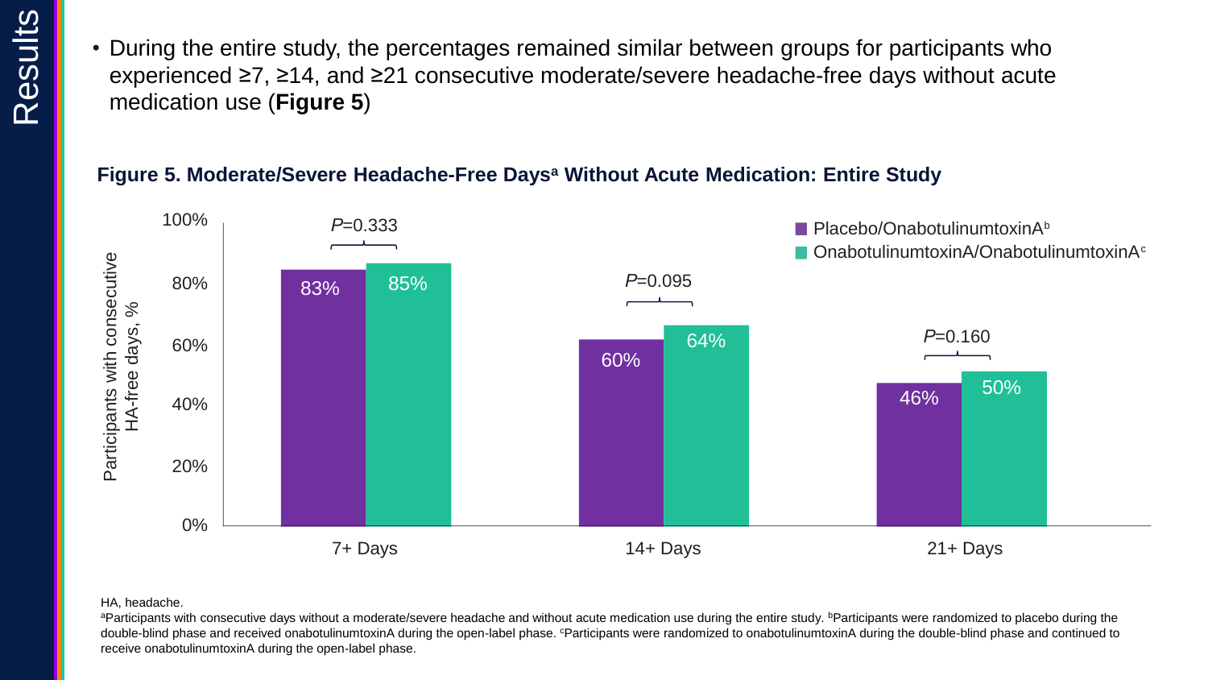# Results

- During the entire study, the percentages remained similar between groups for participants who experienced ≥7, ≥14, and ≥21 consecutive moderate/severe headache-free days without acute medication use (**Figure 5**)

**Figure 5. Moderate/Severe Headache-Free Days[a] Without Acute Medication: Entire Study**

| Consecutive HA-free days | Placebo/OnabotulinumtoxinA[b] | OnabotulinumtoxinA/OnabotulinumtoxinA[c] | *P* value |
| --- | --- | --- | --- |
| 7+ Days | 83% | 85% | *P*=0.333 |
| 14+ Days | 60% | 64% | *P*=0.095 |
| 21+ Days | 46% | 50% | *P*=0.160 |

HA, headache.

[a]Participants with consecutive days without a moderate/severe headache and without acute medication use during the entire study. [b]Participants were randomized to placebo during the double-blind phase and received onabotulinumtoxinA during the open-label phase. [c]Participants were randomized to onabotulinumtoxinA during the double-blind phase and continued to receive onabotulinumtoxinA during the open-label phase.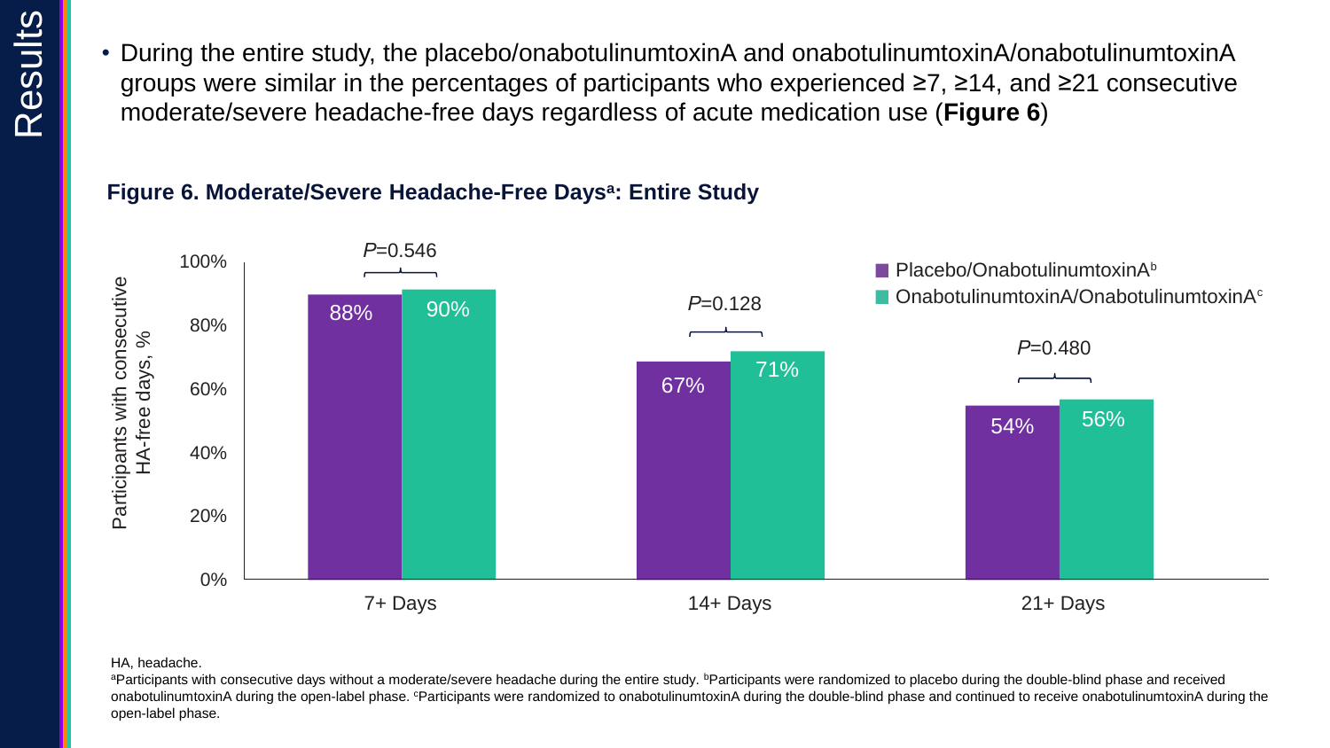# Results

- During the entire study, the placebo/onabotulinumtoxinA and onabotulinumtoxinA/onabotulinumtoxinA groups were similar in the percentages of participants who experienced ≥7, ≥14, and ≥21 consecutive moderate/severe headache-free days regardless of acute medication use (**Figure 6**)

**Figure 6. Moderate/Severe Headache-Free Days[a]: Entire Study**

| Participants with consecutive HA-free days, % | Placebo/OnabotulinumtoxinA[b] | OnabotulinumtoxinA/OnabotulinumtoxinA[c] | P value |
|---|---|---|---|
| 7+ Days | 88% | 90% | *P*=0.546 |
| 14+ Days | 67% | 71% | *P*=0.128 |
| 21+ Days | 54% | 56% | *P*=0.480 |

HA, headache.

[a]Participants with consecutive days without a moderate/severe headache during the entire study. [b]Participants were randomized to placebo during the double-blind phase and received onabotulinumtoxinA during the open-label phase. [c]Participants were randomized to onabotulinumtoxinA during the double-blind phase and continued to receive onabotulinumtoxinA during the open-label phase.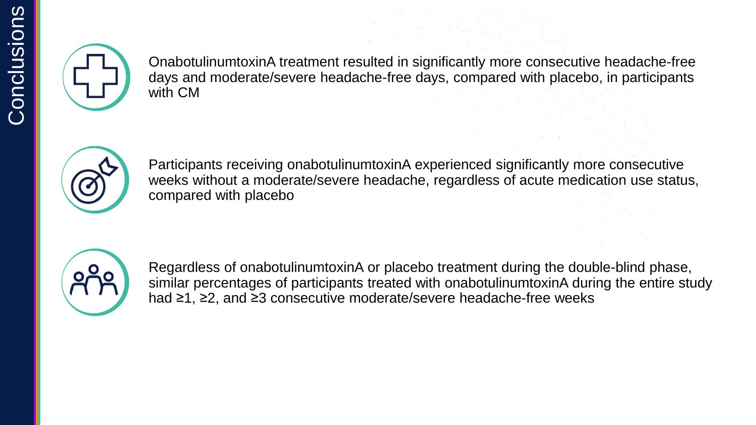# Conclusions

- OnabotulinumtoxinA treatment resulted in significantly more consecutive headache-free days and moderate/severe headache-free days, compared with placebo, in participants with CM

- Participants receiving onabotulinumtoxinA experienced significantly more consecutive weeks without a moderate/severe headache, regardless of acute medication use status, compared with placebo

- Regardless of onabotulinumtoxinA or placebo treatment during the double-blind phase, similar percentages of participants treated with onabotulinumtoxinA during the entire study had ≥1, ≥2, and ≥3 consecutive moderate/severe headache-free weeks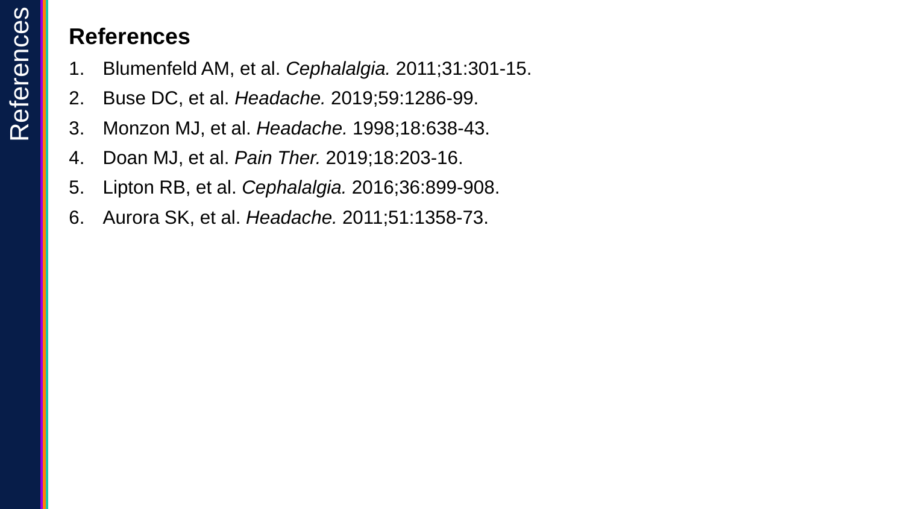## References

1. Blumenfeld AM, et al. *Cephalalgia.* 2011;31:301-15.
2. Buse DC, et al. *Headache.* 2019;59:1286-99.
3. Monzon MJ, et al. *Headache.* 1998;18:638-43.
4. Doan MJ, et al. *Pain Ther.* 2019;18:203-16.
5. Lipton RB, et al. *Cephalalgia.* 2016;36:899-908.
6. Aurora SK, et al. *Headache.* 2011;51:1358-73.